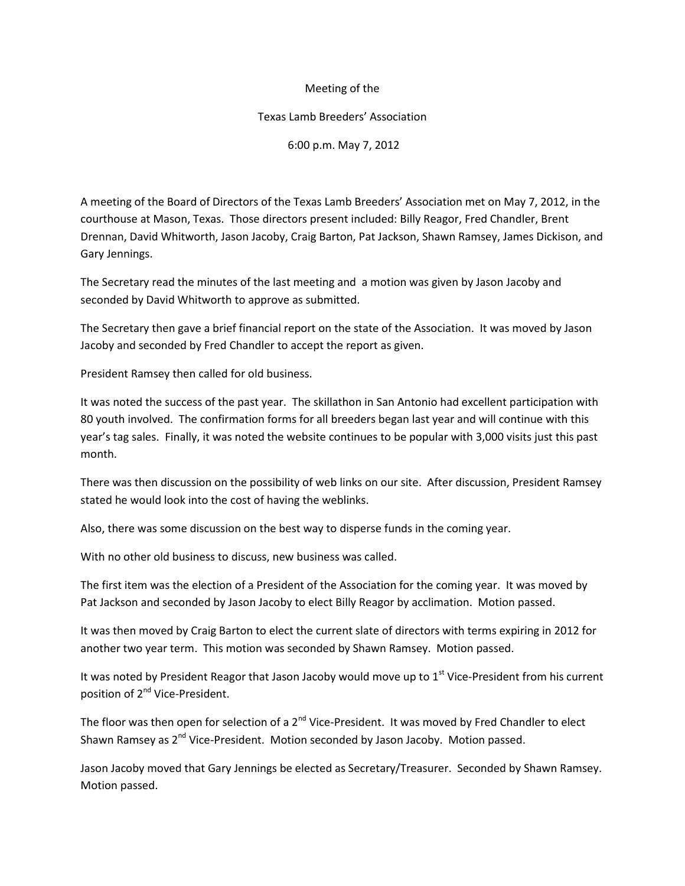Meeting of the

Texas Lamb Breeders' Association

6:00 p.m. May 7, 2012

A meeting of the Board of Directors of the Texas Lamb Breeders' Association met on May 7, 2012, in the courthouse at Mason, Texas. Those directors present included: Billy Reagor, Fred Chandler, Brent Drennan, David Whitworth, Jason Jacoby, Craig Barton, Pat Jackson, Shawn Ramsey, James Dickison, and Gary Jennings.

The Secretary read the minutes of the last meeting and a motion was given by Jason Jacoby and seconded by David Whitworth to approve as submitted.

The Secretary then gave a brief financial report on the state of the Association. It was moved by Jason Jacoby and seconded by Fred Chandler to accept the report as given.

President Ramsey then called for old business.

It was noted the success of the past year. The skillathon in San Antonio had excellent participation with 80 youth involved. The confirmation forms for all breeders began last year and will continue with this year's tag sales. Finally, it was noted the website continues to be popular with 3,000 visits just this past month.

There was then discussion on the possibility of web links on our site. After discussion, President Ramsey stated he would look into the cost of having the weblinks.

Also, there was some discussion on the best way to disperse funds in the coming year.

With no other old business to discuss, new business was called.

The first item was the election of a President of the Association for the coming year. It was moved by Pat Jackson and seconded by Jason Jacoby to elect Billy Reagor by acclimation. Motion passed.

It was then moved by Craig Barton to elect the current slate of directors with terms expiring in 2012 for another two year term. This motion was seconded by Shawn Ramsey. Motion passed.

It was noted by President Reagor that Jason Jacoby would move up to 1st Vice-President from his current position of 2nd Vice-President.

The floor was then open for selection of a 2nd Vice-President. It was moved by Fred Chandler to elect Shawn Ramsey as 2nd Vice-President. Motion seconded by Jason Jacoby. Motion passed.

Jason Jacoby moved that Gary Jennings be elected as Secretary/Treasurer. Seconded by Shawn Ramsey. Motion passed.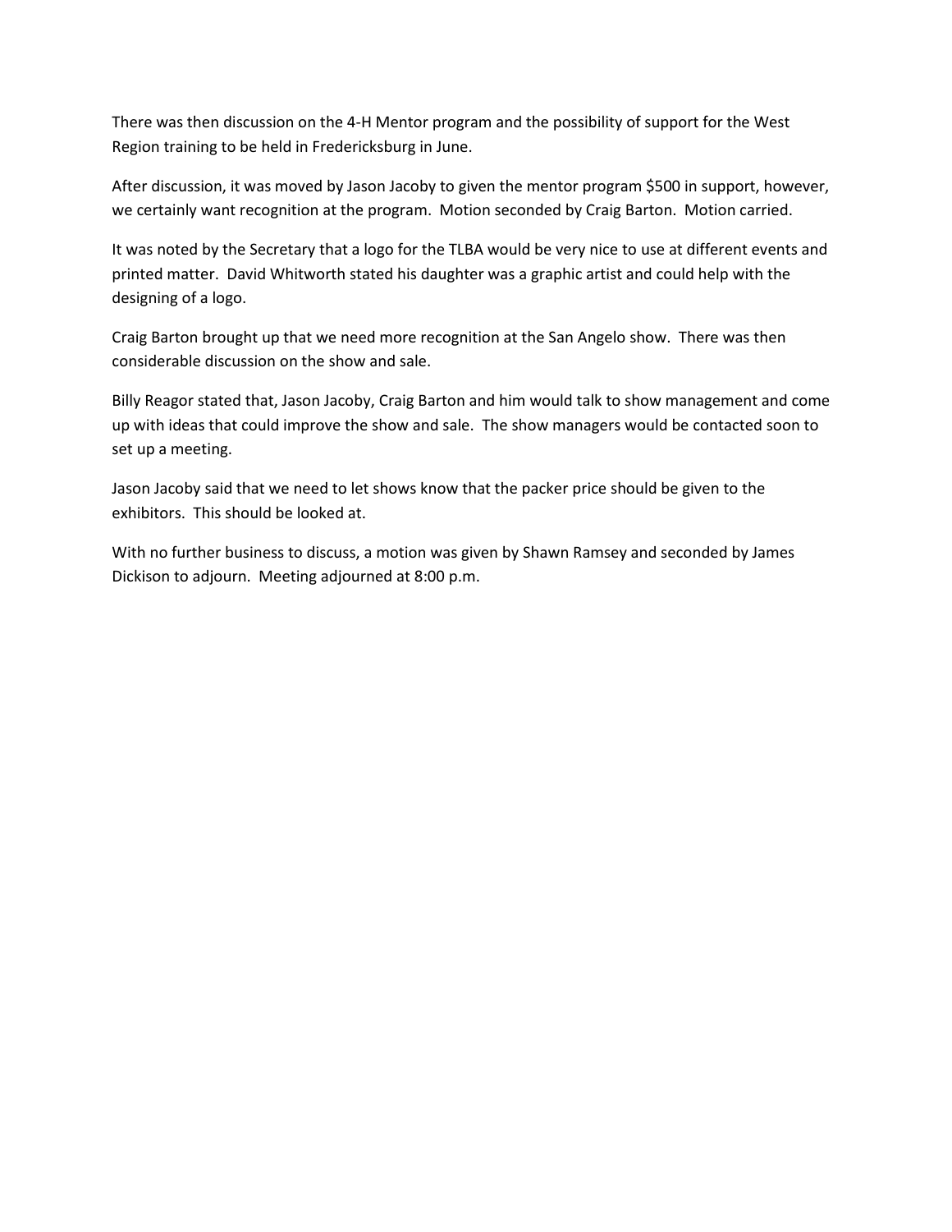There was then discussion on the 4-H Mentor program and the possibility of support for the West Region training to be held in Fredericksburg in June.

After discussion, it was moved by Jason Jacoby to given the mentor program $500 in support, however, we certainly want recognition at the program. Motion seconded by Craig Barton. Motion carried.

It was noted by the Secretary that a logo for the TLBA would be very nice to use at different events and printed matter. David Whitworth stated his daughter was a graphic artist and could help with the designing of a logo.

Craig Barton brought up that we need more recognition at the San Angelo show. There was then considerable discussion on the show and sale.

Billy Reagor stated that, Jason Jacoby, Craig Barton and him would talk to show management and come up with ideas that could improve the show and sale. The show managers would be contacted soon to set up a meeting.

Jason Jacoby said that we need to let shows know that the packer price should be given to the exhibitors. This should be looked at.

With no further business to discuss, a motion was given by Shawn Ramsey and seconded by James Dickison to adjourn. Meeting adjourned at 8:00 p.m.